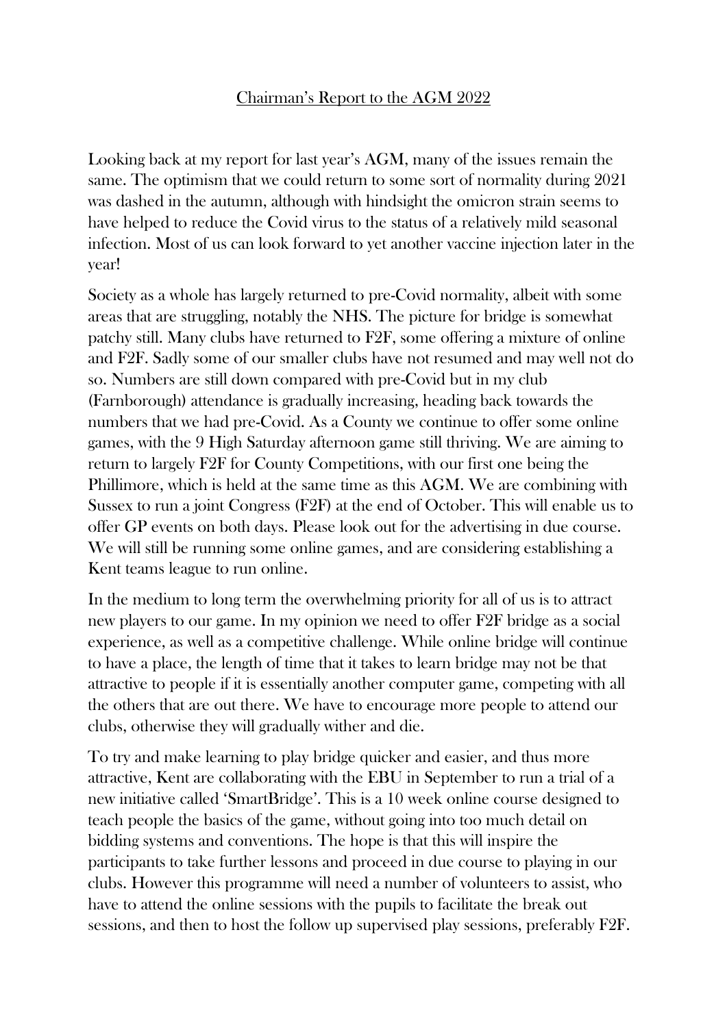# Chairman's Report to the AGM 2022

Looking back at my report for last year's AGM, many of the issues remain the same. The optimism that we could return to some sort of normality during 2021 was dashed in the autumn, although with hindsight the omicron strain seems to have helped to reduce the Covid virus to the status of a relatively mild seasonal infection. Most of us can look forward to yet another vaccine injection later in the year!

Society as a whole has largely returned to pre-Covid normality, albeit with some areas that are struggling, notably the NHS. The picture for bridge is somewhat patchy still. Many clubs have returned to F2F, some offering a mixture of online and F2F. Sadly some of our smaller clubs have not resumed and may well not do so. Numbers are still down compared with pre-Covid but in my club (Farnborough) attendance is gradually increasing, heading back towards the numbers that we had pre-Covid. As a County we continue to offer some online games, with the 9 High Saturday afternoon game still thriving. We are aiming to return to largely F2F for County Competitions, with our first one being the Phillimore, which is held at the same time as this AGM. We are combining with Sussex to run a joint Congress (F2F) at the end of October. This will enable us to offer GP events on both days. Please look out for the advertising in due course. We will still be running some online games, and are considering establishing a Kent teams league to run online.

In the medium to long term the overwhelming priority for all of us is to attract new players to our game. In my opinion we need to offer F2F bridge as a social experience, as well as a competitive challenge. While online bridge will continue to have a place, the length of time that it takes to learn bridge may not be that attractive to people if it is essentially another computer game, competing with all the others that are out there. We have to encourage more people to attend our clubs, otherwise they will gradually wither and die.

To try and make learning to play bridge quicker and easier, and thus more attractive, Kent are collaborating with the EBU in September to run a trial of a new initiative called 'SmartBridge'. This is a 10 week online course designed to teach people the basics of the game, without going into too much detail on bidding systems and conventions. The hope is that this will inspire the participants to take further lessons and proceed in due course to playing in our clubs. However this programme will need a number of volunteers to assist, who have to attend the online sessions with the pupils to facilitate the break out sessions, and then to host the follow up supervised play sessions, preferably F2F.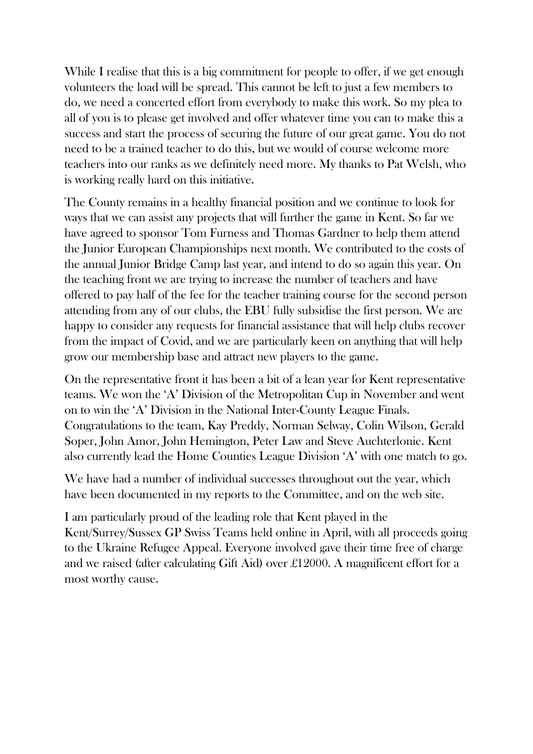While I realise that this is a big commitment for people to offer, if we get enough volunteers the load will be spread. This cannot be left to just a few members to do, we need a concerted effort from everybody to make this work. So my plea to all of you is to please get involved and offer whatever time you can to make this a success and start the process of securing the future of our great game. You do not need to be a trained teacher to do this, but we would of course welcome more teachers into our ranks as we definitely need more. My thanks to Pat Welsh, who is working really hard on this initiative.

The County remains in a healthy financial position and we continue to look for ways that we can assist any projects that will further the game in Kent. So far we have agreed to sponsor Tom Furness and Thomas Gardner to help them attend the Junior European Championships next month. We contributed to the costs of the annual Junior Bridge Camp last year, and intend to do so again this year. On the teaching front we are trying to increase the number of teachers and have offered to pay half of the fee for the teacher training course for the second person attending from any of our clubs, the EBU fully subsidise the first person. We are happy to consider any requests for financial assistance that will help clubs recover from the impact of Covid, and we are particularly keen on anything that will help grow our membership base and attract new players to the game.

On the representative front it has been a bit of a lean year for Kent representative teams. We won the 'A' Division of the Metropolitan Cup in November and went on to win the 'A' Division in the National Inter-County League Finals. Congratulations to the team, Kay Preddy, Norman Selway, Colin Wilson, Gerald Soper, John Amor, John Hemington, Peter Law and Steve Auchterlonie. Kent also currently lead the Home Counties League Division 'A' with one match to go.

We have had a number of individual successes throughout out the year, which have been documented in my reports to the Committee, and on the web site.

I am particularly proud of the leading role that Kent played in the Kent/Surrey/Sussex GP Swiss Teams held online in April, with all proceeds going to the Ukraine Refugee Appeal. Everyone involved gave their time free of charge and we raised (after calculating Gift Aid) over £12000. A magnificent effort for a most worthy cause.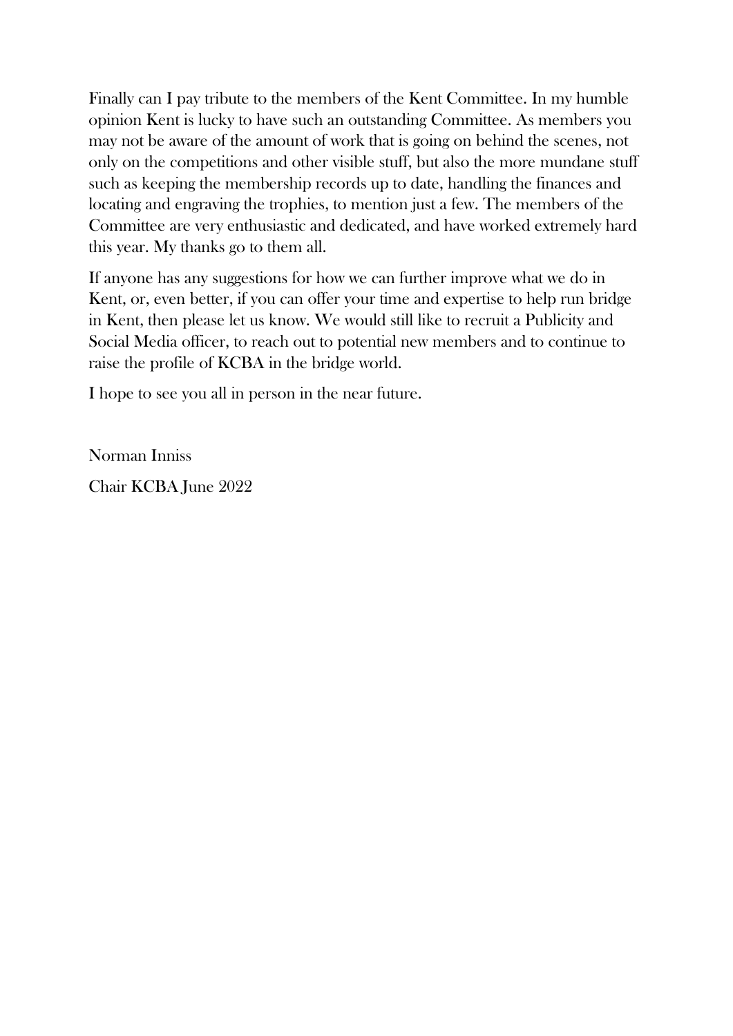Finally can I pay tribute to the members of the Kent Committee. In my humble opinion Kent is lucky to have such an outstanding Committee. As members you may not be aware of the amount of work that is going on behind the scenes, not only on the competitions and other visible stuff, but also the more mundane stuff such as keeping the membership records up to date, handling the finances and locating and engraving the trophies, to mention just a few. The members of the Committee are very enthusiastic and dedicated, and have worked extremely hard this year. My thanks go to them all.

If anyone has any suggestions for how we can further improve what we do in Kent, or, even better, if you can offer your time and expertise to help run bridge in Kent, then please let us know. We would still like to recruit a Publicity and Social Media officer, to reach out to potential new members and to continue to raise the profile of KCBA in the bridge world.

I hope to see you all in person in the near future.

Norman Inniss

Chair KCBA June 2022